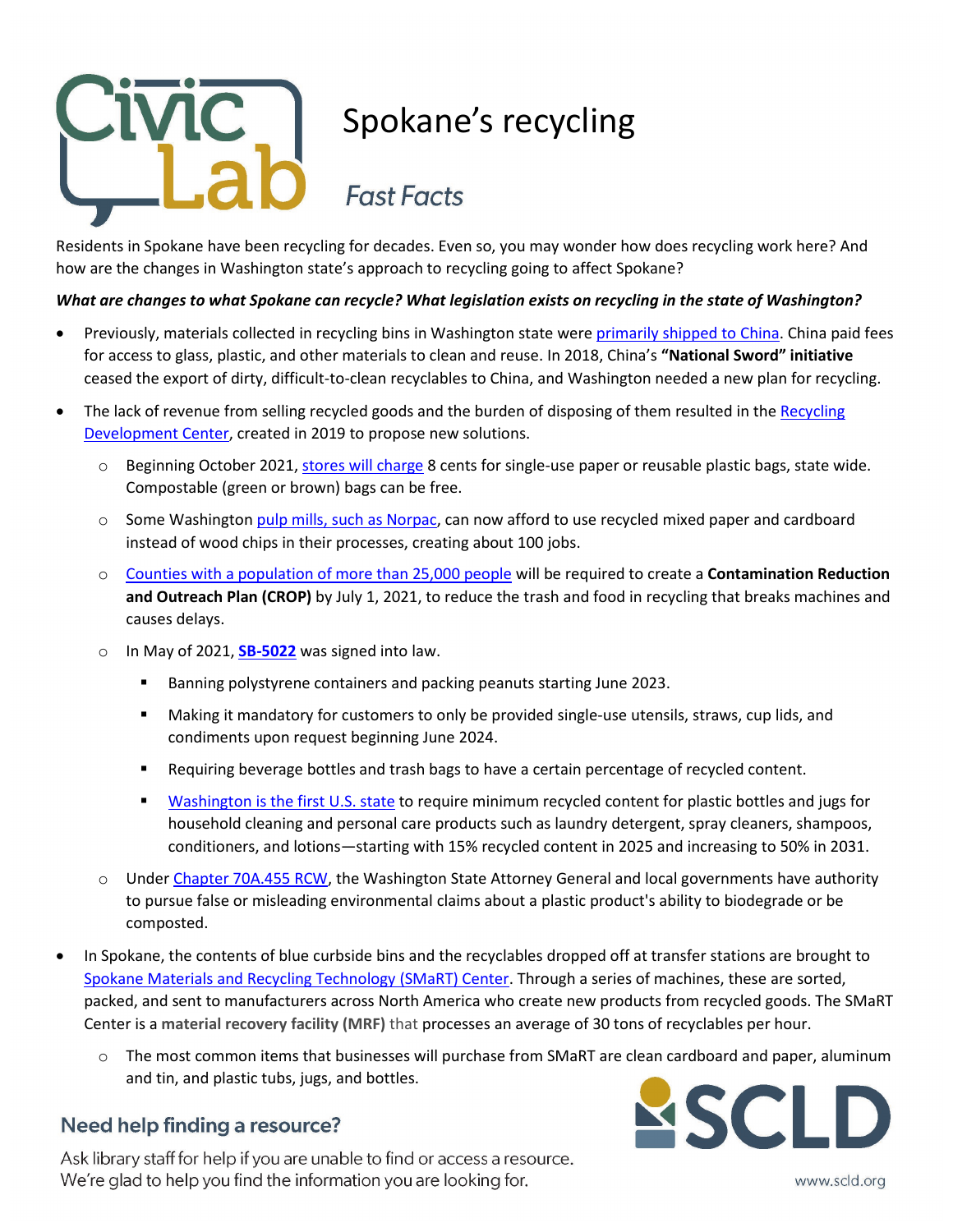# Spokane's recycling

## *Fast Facts*

Residents in Spokane have been recycling for decades. Even so, you may wonder how does recycling work here? And how are the changes in Washington state's approach to recycling going to affect Spokane?

***What are changes to what Spokane can recycle? What legislation exists on recycling in the state of Washington?***

- Previously, materials collected in recycling bins in Washington state were primarily shipped to China. China paid fees for access to glass, plastic, and other materials to clean and reuse. In 2018, China's **"National Sword" initiative** ceased the export of dirty, difficult-to-clean recyclables to China, and Washington needed a new plan for recycling.
- The lack of revenue from selling recycled goods and the burden of disposing of them resulted in the Recycling Development Center, created in 2019 to propose new solutions.
  - Beginning October 2021, stores will charge 8 cents for single-use paper or reusable plastic bags, state wide. Compostable (green or brown) bags can be free.
  - Some Washington pulp mills, such as Norpac, can now afford to use recycled mixed paper and cardboard instead of wood chips in their processes, creating about 100 jobs.
  - Counties with a population of more than 25,000 people will be required to create a **Contamination Reduction and Outreach Plan (CROP)** by July 1, 2021, to reduce the trash and food in recycling that breaks machines and causes delays.
  - In May of 2021, **SB-5022** was signed into law.
    - Banning polystyrene containers and packing peanuts starting June 2023.
    - Making it mandatory for customers to only be provided single-use utensils, straws, cup lids, and condiments upon request beginning June 2024.
    - Requiring beverage bottles and trash bags to have a certain percentage of recycled content.
    - Washington is the first U.S. state to require minimum recycled content for plastic bottles and jugs for household cleaning and personal care products such as laundry detergent, spray cleaners, shampoos, conditioners, and lotions—starting with 15% recycled content in 2025 and increasing to 50% in 2031.
  - Under Chapter 70A.455 RCW, the Washington State Attorney General and local governments have authority to pursue false or misleading environmental claims about a plastic product's ability to biodegrade or be composted.
- In Spokane, the contents of blue curbside bins and the recyclables dropped off at transfer stations are brought to Spokane Materials and Recycling Technology (SMaRT) Center. Through a series of machines, these are sorted, packed, and sent to manufacturers across North America who create new products from recycled goods. The SMaRT Center is a **material recovery facility (MRF)** that processes an average of 30 tons of recyclables per hour.
  - The most common items that businesses will purchase from SMaRT are clean cardboard and paper, aluminum and tin, and plastic tubs, jugs, and bottles.

**Need help finding a resource?**

Ask library staff for help if you are unable to find or access a resource. We're glad to help you find the information you are looking for.

SCLD

www.scld.org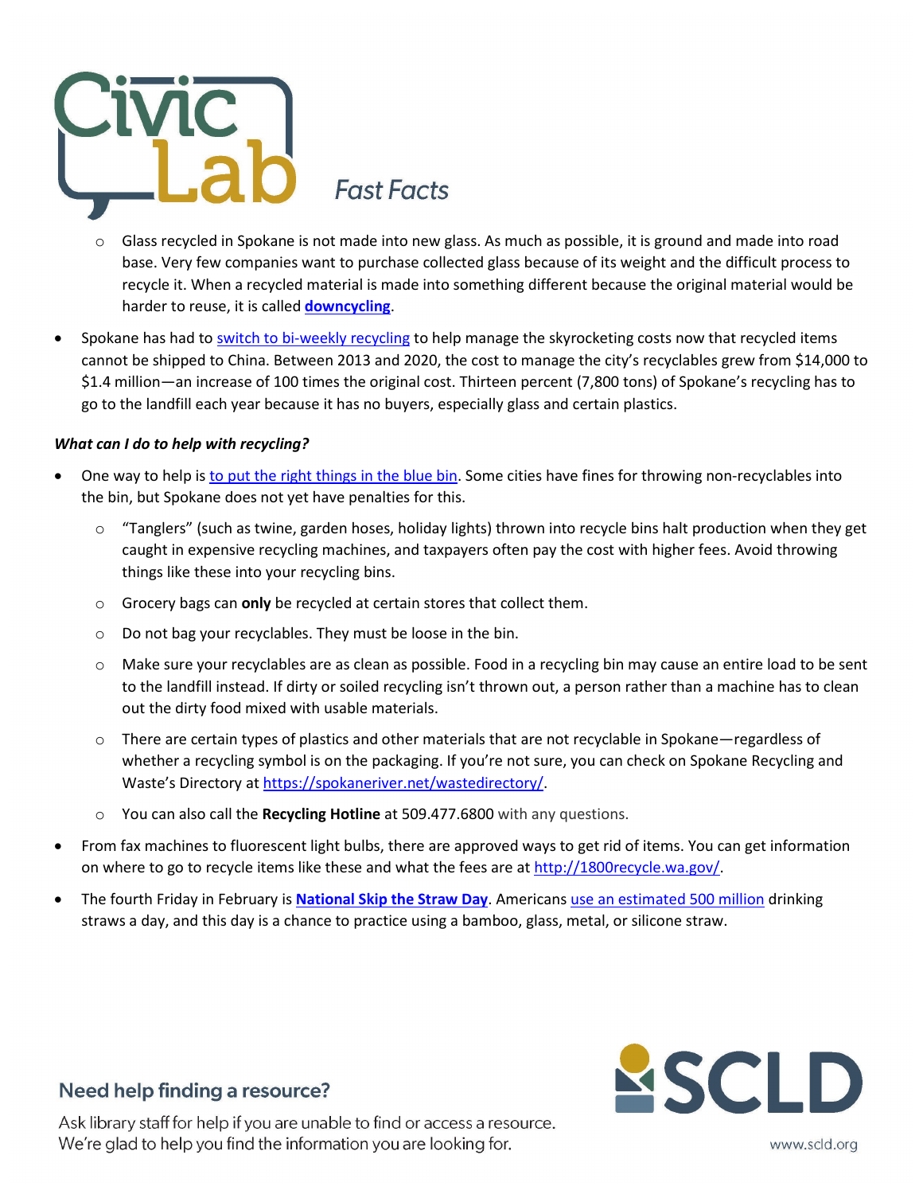- Glass recycled in Spokane is not made into new glass. As much as possible, it is ground and made into road base. Very few companies want to purchase collected glass because of its weight and the difficult process to recycle it. When a recycled material is made into something different because the original material would be harder to reuse, it is called **downcycling**.

- Spokane has had to switch to bi-weekly recycling to help manage the skyrocketing costs now that recycled items cannot be shipped to China. Between 2013 and 2020, the cost to manage the city's recyclables grew from $14,000 to $1.4 million—an increase of 100 times the original cost. Thirteen percent (7,800 tons) of Spokane's recycling has to go to the landfill each year because it has no buyers, especially glass and certain plastics.

***What can I do to help with recycling?***

- One way to help is to put the right things in the blue bin. Some cities have fines for throwing non-recyclables into the bin, but Spokane does not yet have penalties for this.
  - "Tanglers" (such as twine, garden hoses, holiday lights) thrown into recycle bins halt production when they get caught in expensive recycling machines, and taxpayers often pay the cost with higher fees. Avoid throwing things like these into your recycling bins.
  - Grocery bags can **only** be recycled at certain stores that collect them.
  - Do not bag your recyclables. They must be loose in the bin.
  - Make sure your recyclables are as clean as possible. Food in a recycling bin may cause an entire load to be sent to the landfill instead. If dirty or soiled recycling isn't thrown out, a person rather than a machine has to clean out the dirty food mixed with usable materials.
  - There are certain types of plastics and other materials that are not recyclable in Spokane—regardless of whether a recycling symbol is on the packaging. If you're not sure, you can check on Spokane Recycling and Waste's Directory at https://spokaneriver.net/wastedirectory/.
  - You can also call the **Recycling Hotline** at 509.477.6800 with any questions.
- From fax machines to fluorescent light bulbs, there are approved ways to get rid of items. You can get information on where to go to recycle items like these and what the fees are at http://1800recycle.wa.gov/.
- The fourth Friday in February is **National Skip the Straw Day**. Americans use an estimated 500 million drinking straws a day, and this day is a chance to practice using a bamboo, glass, metal, or silicone straw.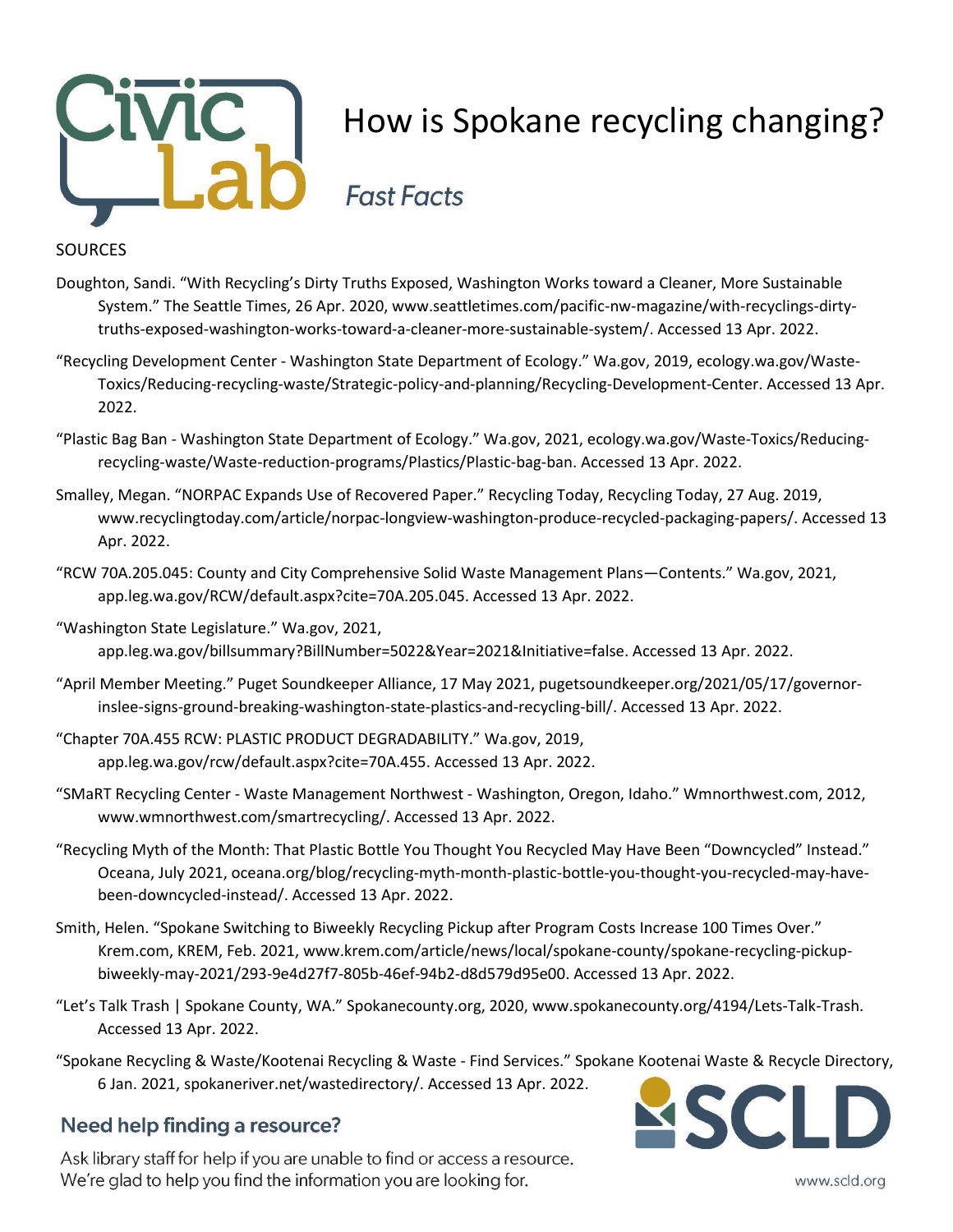# How is Spokane recycling changing?

*Fast Facts*

SOURCES

Doughton, Sandi. "With Recycling's Dirty Truths Exposed, Washington Works toward a Cleaner, More Sustainable System." The Seattle Times, 26 Apr. 2020, www.seattletimes.com/pacific-nw-magazine/with-recyclings-dirty-truths-exposed-washington-works-toward-a-cleaner-more-sustainable-system/. Accessed 13 Apr. 2022.

"Recycling Development Center - Washington State Department of Ecology." Wa.gov, 2019, ecology.wa.gov/Waste-Toxics/Reducing-recycling-waste/Strategic-policy-and-planning/Recycling-Development-Center. Accessed 13 Apr. 2022.

"Plastic Bag Ban - Washington State Department of Ecology." Wa.gov, 2021, ecology.wa.gov/Waste-Toxics/Reducing-recycling-waste/Waste-reduction-programs/Plastics/Plastic-bag-ban. Accessed 13 Apr. 2022.

Smalley, Megan. "NORPAC Expands Use of Recovered Paper." Recycling Today, Recycling Today, 27 Aug. 2019, www.recyclingtoday.com/article/norpac-longview-washington-produce-recycled-packaging-papers/. Accessed 13 Apr. 2022.

"RCW 70A.205.045: County and City Comprehensive Solid Waste Management Plans—Contents." Wa.gov, 2021, app.leg.wa.gov/RCW/default.aspx?cite=70A.205.045. Accessed 13 Apr. 2022.

"Washington State Legislature." Wa.gov, 2021, app.leg.wa.gov/billsummary?BillNumber=5022&Year=2021&Initiative=false. Accessed 13 Apr. 2022.

"April Member Meeting." Puget Soundkeeper Alliance, 17 May 2021, pugetsoundkeeper.org/2021/05/17/governor-inslee-signs-ground-breaking-washington-state-plastics-and-recycling-bill/. Accessed 13 Apr. 2022.

"Chapter 70A.455 RCW: PLASTIC PRODUCT DEGRADABILITY." Wa.gov, 2019, app.leg.wa.gov/rcw/default.aspx?cite=70A.455. Accessed 13 Apr. 2022.

"SMaRT Recycling Center - Waste Management Northwest - Washington, Oregon, Idaho." Wmnorthwest.com, 2012, www.wmnorthwest.com/smartrecycling/. Accessed 13 Apr. 2022.

"Recycling Myth of the Month: That Plastic Bottle You Thought You Recycled May Have Been "Downcycled" Instead." Oceana, July 2021, oceana.org/blog/recycling-myth-month-plastic-bottle-you-thought-you-recycled-may-have-been-downcycled-instead/. Accessed 13 Apr. 2022.

Smith, Helen. "Spokane Switching to Biweekly Recycling Pickup after Program Costs Increase 100 Times Over." Krem.com, KREM, Feb. 2021, www.krem.com/article/news/local/spokane-county/spokane-recycling-pickup-biweekly-may-2021/293-9e4d27f7-805b-46ef-94b2-d8d579d95e00. Accessed 13 Apr. 2022.

"Let's Talk Trash | Spokane County, WA." Spokanecounty.org, 2020, www.spokanecounty.org/4194/Lets-Talk-Trash. Accessed 13 Apr. 2022.

"Spokane Recycling & Waste/Kootenai Recycling & Waste - Find Services." Spokane Kootenai Waste & Recycle Directory, 6 Jan. 2021, spokaneriver.net/wastedirectory/. Accessed 13 Apr. 2022.

## Need help finding a resource?

Ask library staff for help if you are unable to find or access a resource. We're glad to help you find the information you are looking for.

www.scld.org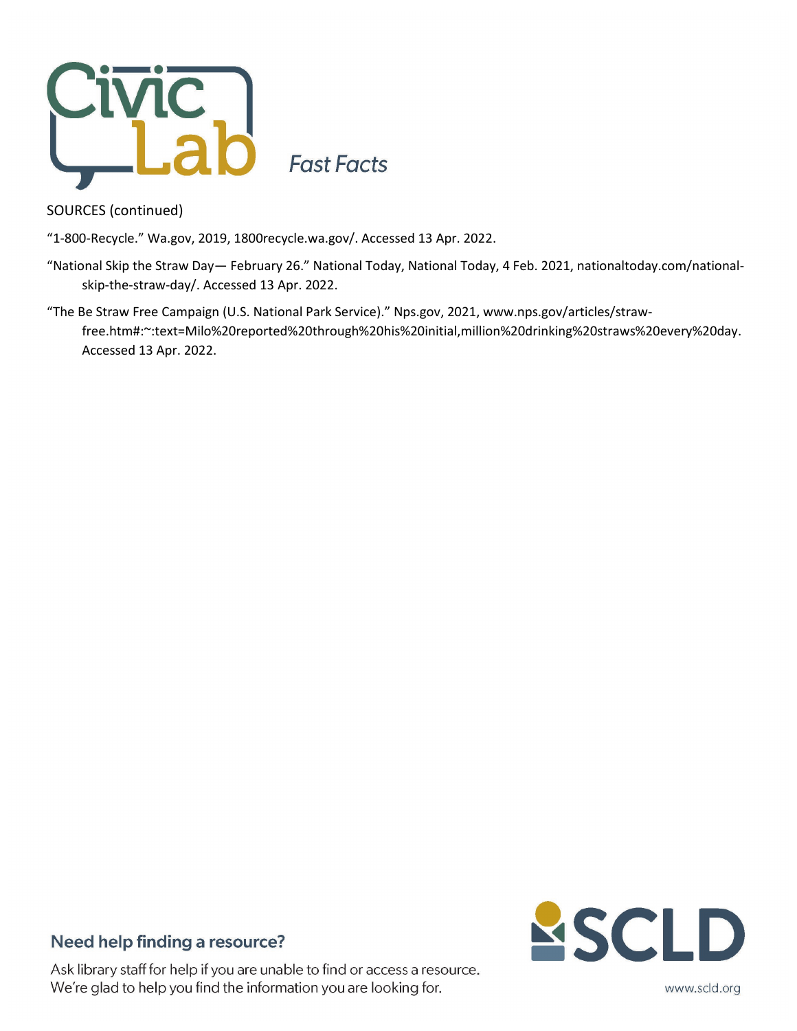# Civic Lab *Fast Facts*

SOURCES (continued)

"1-800-Recycle." Wa.gov, 2019, 1800recycle.wa.gov/. Accessed 13 Apr. 2022.

"National Skip the Straw Day— February 26." National Today, National Today, 4 Feb. 2021, nationaltoday.com/national-skip-the-straw-day/. Accessed 13 Apr. 2022.

"The Be Straw Free Campaign (U.S. National Park Service)." Nps.gov, 2021, www.nps.gov/articles/straw-free.htm#:~:text=Milo%20reported%20through%20his%20initial,million%20drinking%20straws%20every%20day. Accessed 13 Apr. 2022.

**Need help finding a resource?**

Ask library staff for help if you are unable to find or access a resource. We're glad to help you find the information you are looking for.

SCLD

www.scld.org